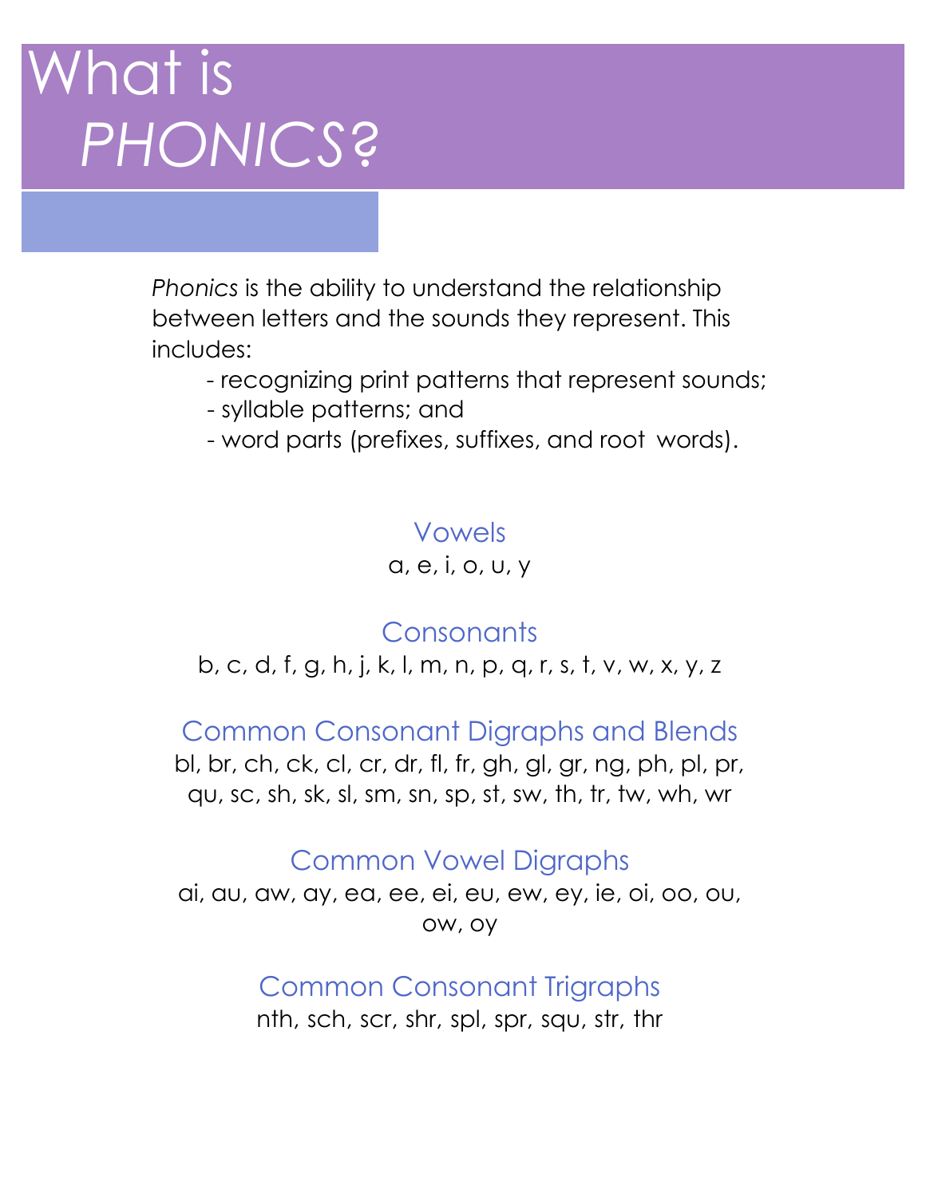# What is *PHONICS*?

*Phonics* is the ability to understand the relationship between letters and the sounds they represent. This includes:

- recognizing print patterns that represent sounds;
- syllable patterns; and
- word parts (prefixes, suffixes, and root words).

## Vowels

a, e, i, o, u, y

## Consonants

b, c, d, f, g, h, j, k, l, m, n, p, q, r, s, t, v, w, x, y, z

## Common Consonant Digraphs and Blends

bl, br, ch, ck, cl, cr, dr, fl, fr, gh, gl, gr, ng, ph, pl, pr, qu, sc, sh, sk, sl, sm, sn, sp, st, sw, th, tr, tw, wh, wr

## Common Vowel Digraphs

ai, au, aw, ay, ea, ee, ei, eu, ew, ey, ie, oi, oo, ou, ow, oy

## Common Consonant Trigraphs

nth, sch, scr, shr, spl, spr, squ, str, thr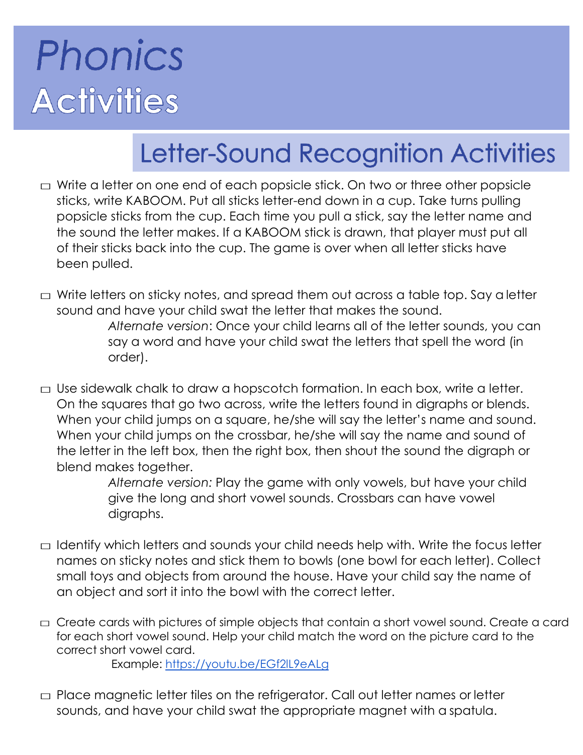# Phonics Activities

## Letter-Sound Recognition Activities

- ☐ Write a letter on one end of each popsicle stick. On two or three other popsicle sticks, write KABOOM. Put all sticks letter-end down in a cup. Take turns pulling popsicle sticks from the cup. Each time you pull a stick, say the letter name and the sound the letter makes. If a KABOOM stick is drawn, that player must put all of their sticks back into the cup. The game is over when all letter sticks have been pulled.

- ☐ Write letters on sticky notes, and spread them out across a table top. Say a letter sound and have your child swat the letter that makes the sound.

  *Alternate version*: Once your child learns all of the letter sounds, you can say a word and have your child swat the letters that spell the word (in order).

- ☐ Use sidewalk chalk to draw a hopscotch formation. In each box, write a letter. On the squares that go two across, write the letters found in digraphs or blends. When your child jumps on a square, he/she will say the letter's name and sound. When your child jumps on the crossbar, he/she will say the name and sound of the letter in the left box, then the right box, then shout the sound the digraph or blend makes together.

  *Alternate version:* Play the game with only vowels, but have your child give the long and short vowel sounds. Crossbars can have vowel digraphs.

- ☐ Identify which letters and sounds your child needs help with. Write the focus letter names on sticky notes and stick them to bowls (one bowl for each letter). Collect small toys and objects from around the house. Have your child say the name of an object and sort it into the bowl with the correct letter.

- ☐ Create cards with pictures of simple objects that contain a short vowel sound. Create a card for each short vowel sound. Help your child match the word on the picture card to the correct short vowel card.

  Example: [https://youtu.be/EGf2lL9eALg](https://youtu.be/EGf2lL9eALg)

- ☐ Place magnetic letter tiles on the refrigerator. Call out letter names or letter sounds, and have your child swat the appropriate magnet with a spatula.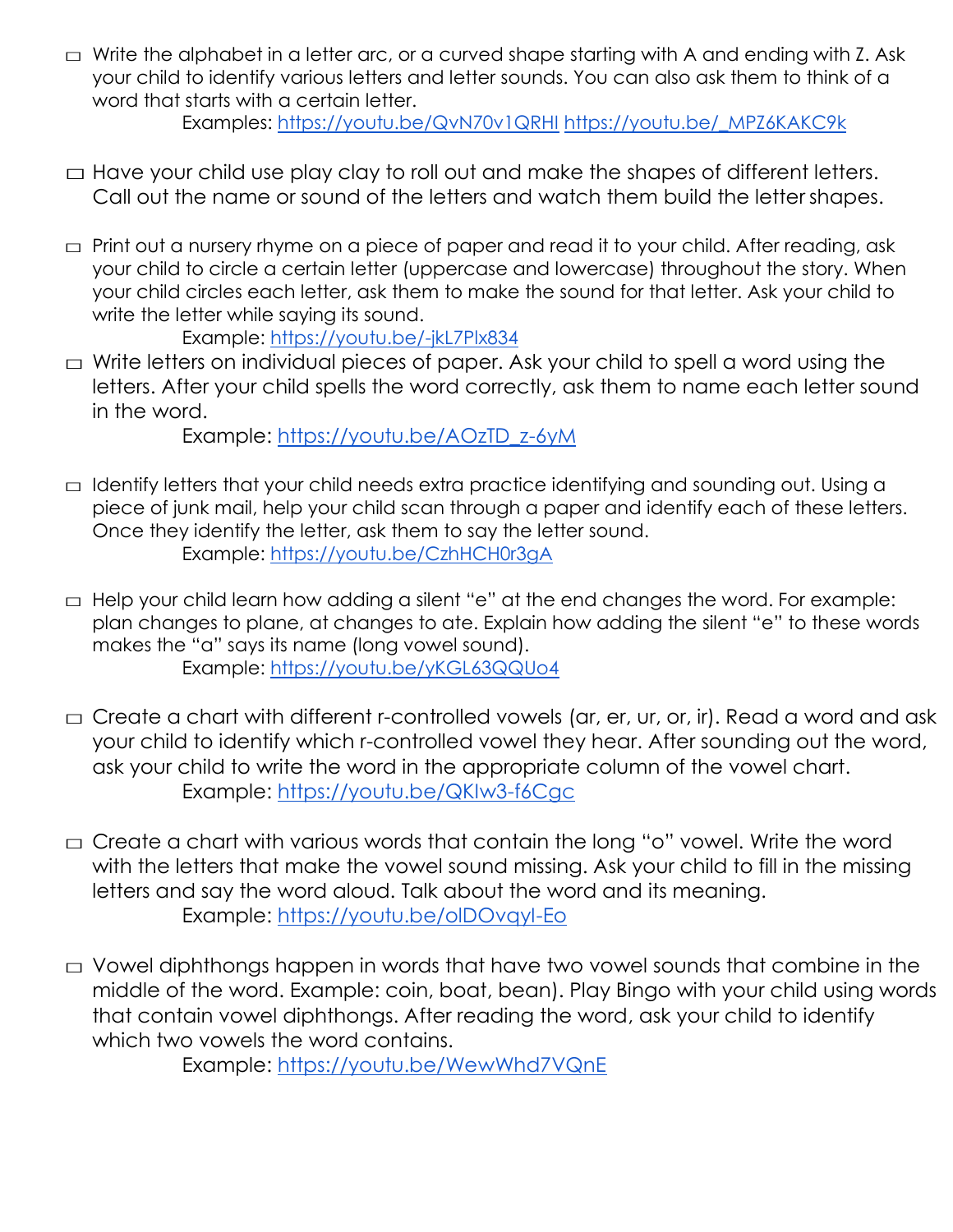- ☐ Write the alphabet in a letter arc, or a curved shape starting with A and ending with Z. Ask your child to identify various letters and letter sounds. You can also ask them to think of a word that starts with a certain letter.

  Examples: https://youtu.be/QvN70v1QRHI https://youtu.be/_MPZ6KAKC9k

- ☐ Have your child use play clay to roll out and make the shapes of different letters. Call out the name or sound of the letters and watch them build the letter shapes.

- ☐ Print out a nursery rhyme on a piece of paper and read it to your child. After reading, ask your child to circle a certain letter (uppercase and lowercase) throughout the story. When your child circles each letter, ask them to make the sound for that letter. Ask your child to write the letter while saying its sound.

  Example: https://youtu.be/-jkL7Plx834

- ☐ Write letters on individual pieces of paper. Ask your child to spell a word using the letters. After your child spells the word correctly, ask them to name each letter sound in the word.

  Example: https://youtu.be/AOzTD_z-6yM

- ☐ Identify letters that your child needs extra practice identifying and sounding out. Using a piece of junk mail, help your child scan through a paper and identify each of these letters. Once they identify the letter, ask them to say the letter sound.

  Example: https://youtu.be/CzhHCH0r3gA

- ☐ Help your child learn how adding a silent "e" at the end changes the word. For example: plan changes to plane, at changes to ate. Explain how adding the silent "e" to these words makes the "a" says its name (long vowel sound).

  Example: https://youtu.be/yKGL63QQUo4

- ☐ Create a chart with different r-controlled vowels (ar, er, ur, or, ir). Read a word and ask your child to identify which r-controlled vowel they hear. After sounding out the word, ask your child to write the word in the appropriate column of the vowel chart.

  Example: https://youtu.be/QKIw3-f6Cgc

- ☐ Create a chart with various words that contain the long "o" vowel. Write the word with the letters that make the vowel sound missing. Ask your child to fill in the missing letters and say the word aloud. Talk about the word and its meaning.

  Example: https://youtu.be/olDOvqyI-Eo

- ☐ Vowel diphthongs happen in words that have two vowel sounds that combine in the middle of the word. Example: coin, boat, bean). Play Bingo with your child using words that contain vowel diphthongs. After reading the word, ask your child to identify which two vowels the word contains.

  Example: https://youtu.be/WewWhd7VQnE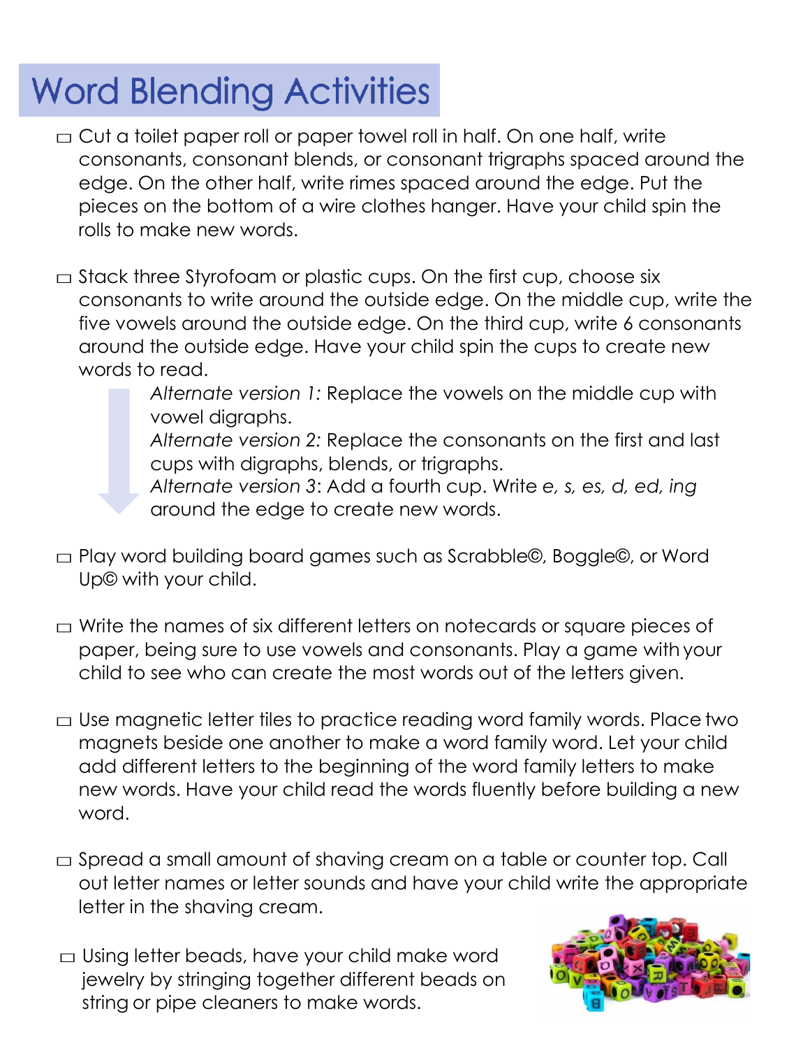# Word Blending Activities

- ☐ Cut a toilet paper roll or paper towel roll in half. On one half, write consonants, consonant blends, or consonant trigraphs spaced around the edge. On the other half, write rimes spaced around the edge. Put the pieces on the bottom of a wire clothes hanger. Have your child spin the rolls to make new words.

- ☐ Stack three Styrofoam or plastic cups. On the first cup, choose six consonants to write around the outside edge. On the middle cup, write the five vowels around the outside edge. On the third cup, write 6 consonants around the outside edge. Have your child spin the cups to create new words to read.

  *Alternate version 1:* Replace the vowels on the middle cup with vowel digraphs.
  *Alternate version 2*: Replace the consonants on the first and last cups with digraphs, blends, or trigraphs.
  *Alternate version 3*: Add a fourth cup. Write *e, s, es, d, ed, ing* around the edge to create new words.

- ☐ Play word building board games such as Scrabble©, Boggle©, or Word Up© with your child.

- ☐ Write the names of six different letters on notecards or square pieces of paper, being sure to use vowels and consonants. Play a game with your child to see who can create the most words out of the letters given.

- ☐ Use magnetic letter tiles to practice reading word family words. Place two magnets beside one another to make a word family word. Let your child add different letters to the beginning of the word family letters to make new words. Have your child read the words fluently before building a new word.

- ☐ Spread a small amount of shaving cream on a table or counter top. Call out letter names or letter sounds and have your child write the appropriate letter in the shaving cream.

- ☐ Using letter beads, have your child make word jewelry by stringing together different beads on string or pipe cleaners to make words.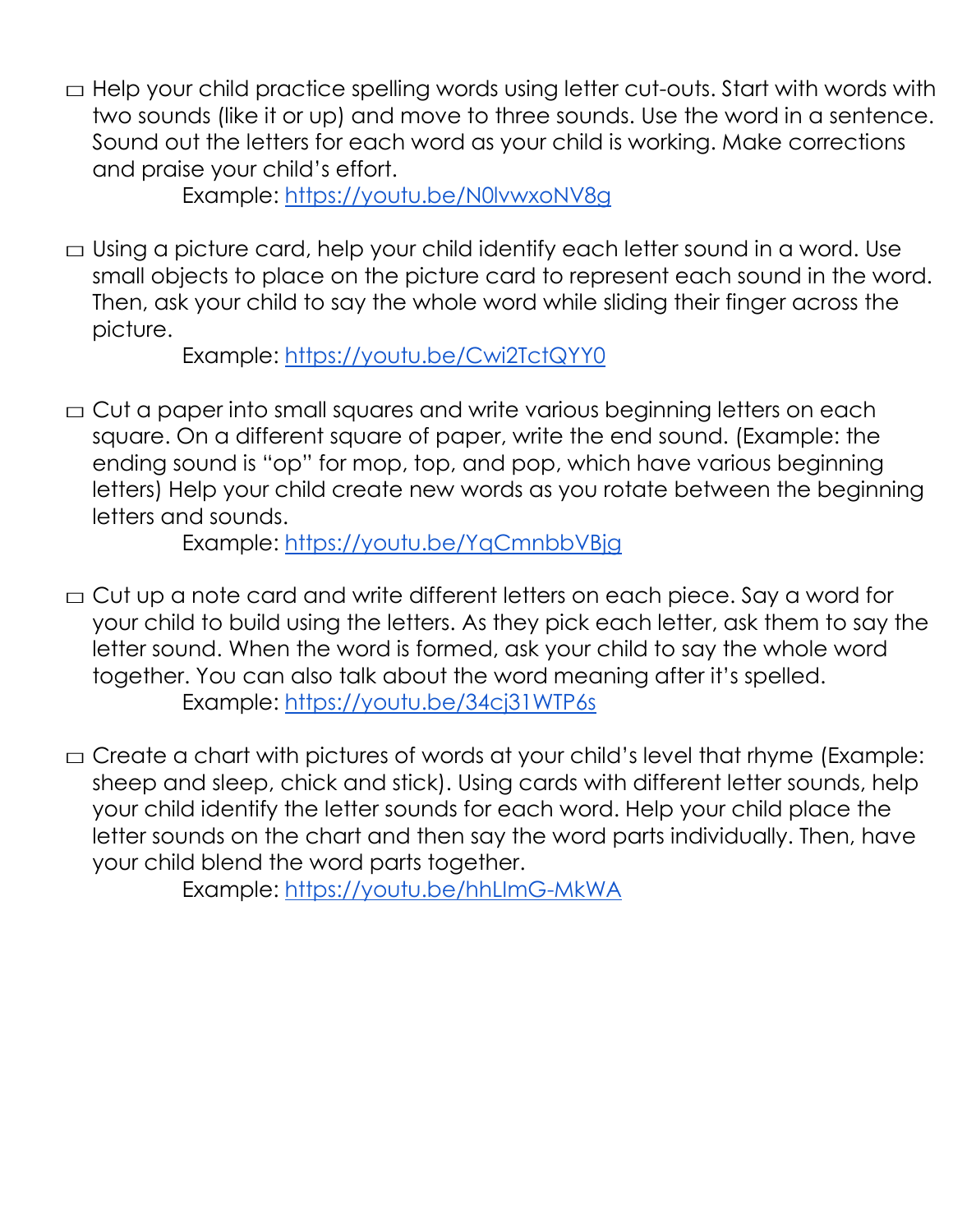- ☐ Help your child practice spelling words using letter cut-outs. Start with words with two sounds (like it or up) and move to three sounds. Use the word in a sentence. Sound out the letters for each word as your child is working. Make corrections and praise your child's effort.

  Example: https://youtu.be/N0lvwxoNV8g

- ☐ Using a picture card, help your child identify each letter sound in a word. Use small objects to place on the picture card to represent each sound in the word. Then, ask your child to say the whole word while sliding their finger across the picture.

  Example: https://youtu.be/Cwi2TctQYY0

- ☐ Cut a paper into small squares and write various beginning letters on each square. On a different square of paper, write the end sound. (Example: the ending sound is "op" for mop, top, and pop, which have various beginning letters) Help your child create new words as you rotate between the beginning letters and sounds.

  Example: https://youtu.be/YqCmnbbVBjg

- ☐ Cut up a note card and write different letters on each piece. Say a word for your child to build using the letters. As they pick each letter, ask them to say the letter sound. When the word is formed, ask your child to say the whole word together. You can also talk about the word meaning after it's spelled.

  Example: https://youtu.be/34cj31WTP6s

- ☐ Create a chart with pictures of words at your child's level that rhyme (Example: sheep and sleep, chick and stick). Using cards with different letter sounds, help your child identify the letter sounds for each word. Help your child place the letter sounds on the chart and then say the word parts individually. Then, have your child blend the word parts together.

  Example: https://youtu.be/hhLImG-MkWA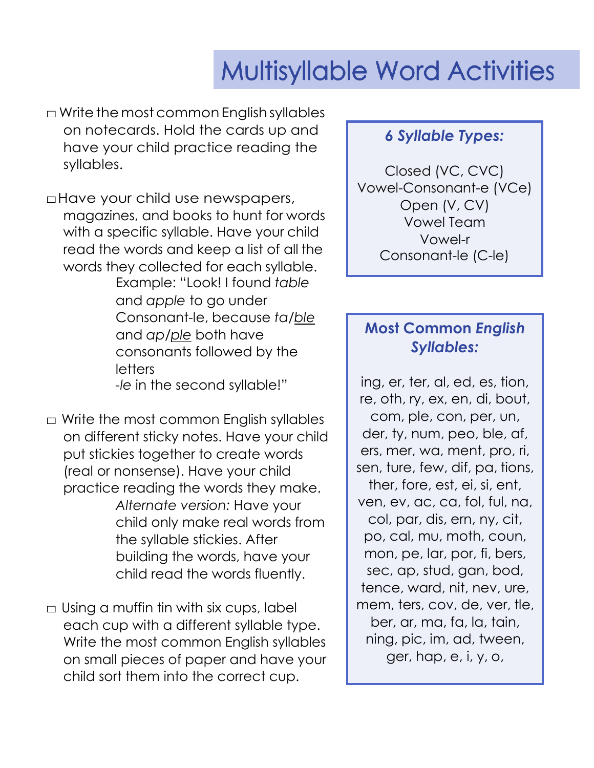# Multisyllable Word Activities

- □ Write the most common English syllables on notecards. Hold the cards up and have your child practice reading the syllables.

- □ Have your child use newspapers, magazines, and books to hunt for words with a specific syllable. Have your child read the words and keep a list of all the words they collected for each syllable.

  Example: "Look! I found *table* and *apple* to go under Consonant-le, because *ta*/<u>*ble*</u> and *ap*/<u>*ple*</u> both have consonants followed by the letters *-le* in the second syllable!"

- □ Write the most common English syllables on different sticky notes. Have your child put stickies together to create words (real or nonsense). Have your child practice reading the words they make.

  *Alternate version:* Have your child only make real words from the syllable stickies. After building the words, have your child read the words fluently.

- □ Using a muffin tin with six cups, label each cup with a different syllable type. Write the most common English syllables on small pieces of paper and have your child sort them into the correct cup.

### *6 Syllable Types:*

Closed (VC, CVC)
Vowel-Consonant-e (VCe)
Open (V, CV)
Vowel Team
Vowel-r
Consonant-le (C-le)

### Most Common *English* *Syllables:*

ing, er, ter, al, ed, es, tion, re, oth, ry, ex, en, di, bout, com, ple, con, per, un, der, ty, num, peo, ble, af, ers, mer, wa, ment, pro, ri, sen, ture, few, dif, pa, tions, ther, fore, est, ei, si, ent, ven, ev, ac, ca, fol, ful, na, col, par, dis, ern, ny, cit, po, cal, mu, moth, coun, mon, pe, lar, por, fi, bers, sec, ap, stud, gan, bod, tence, ward, nit, nev, ure, mem, ters, cov, de, ver, tle, ber, ar, ma, fa, la, tain, ning, pic, im, ad, tween, ger, hap, e, i, y, o,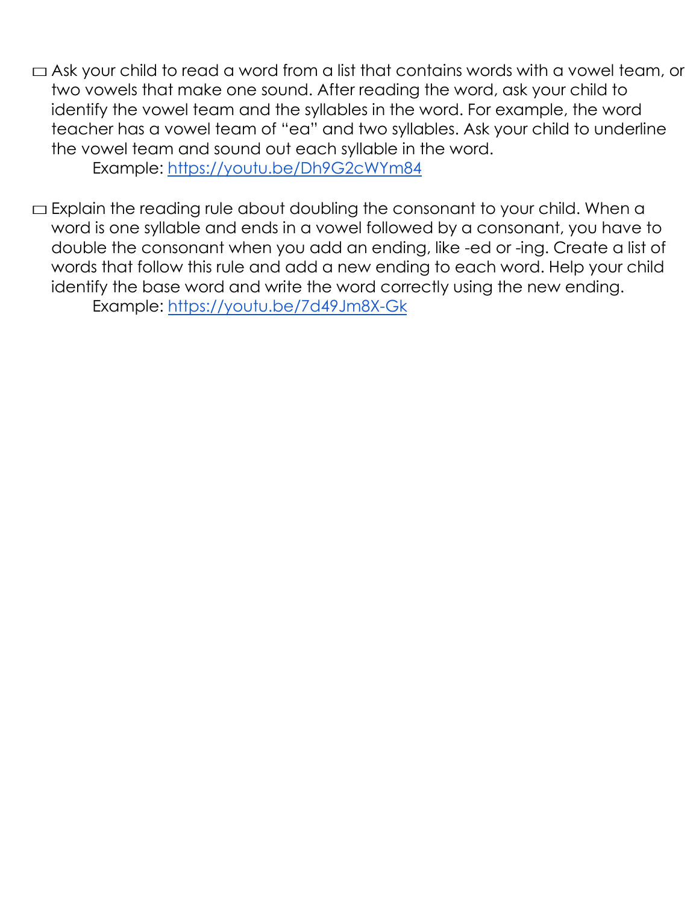- [ ] Ask your child to read a word from a list that contains words with a vowel team, or two vowels that make one sound. After reading the word, ask your child to identify the vowel team and the syllables in the word. For example, the word teacher has a vowel team of "ea" and two syllables. Ask your child to underline the vowel team and sound out each syllable in the word.
  Example: https://youtu.be/Dh9G2cWYm84

- [ ] Explain the reading rule about doubling the consonant to your child. When a word is one syllable and ends in a vowel followed by a consonant, you have to double the consonant when you add an ending, like -ed or -ing. Create a list of words that follow this rule and add a new ending to each word. Help your child identify the base word and write the word correctly using the new ending.
  Example: https://youtu.be/7d49Jm8X-Gk